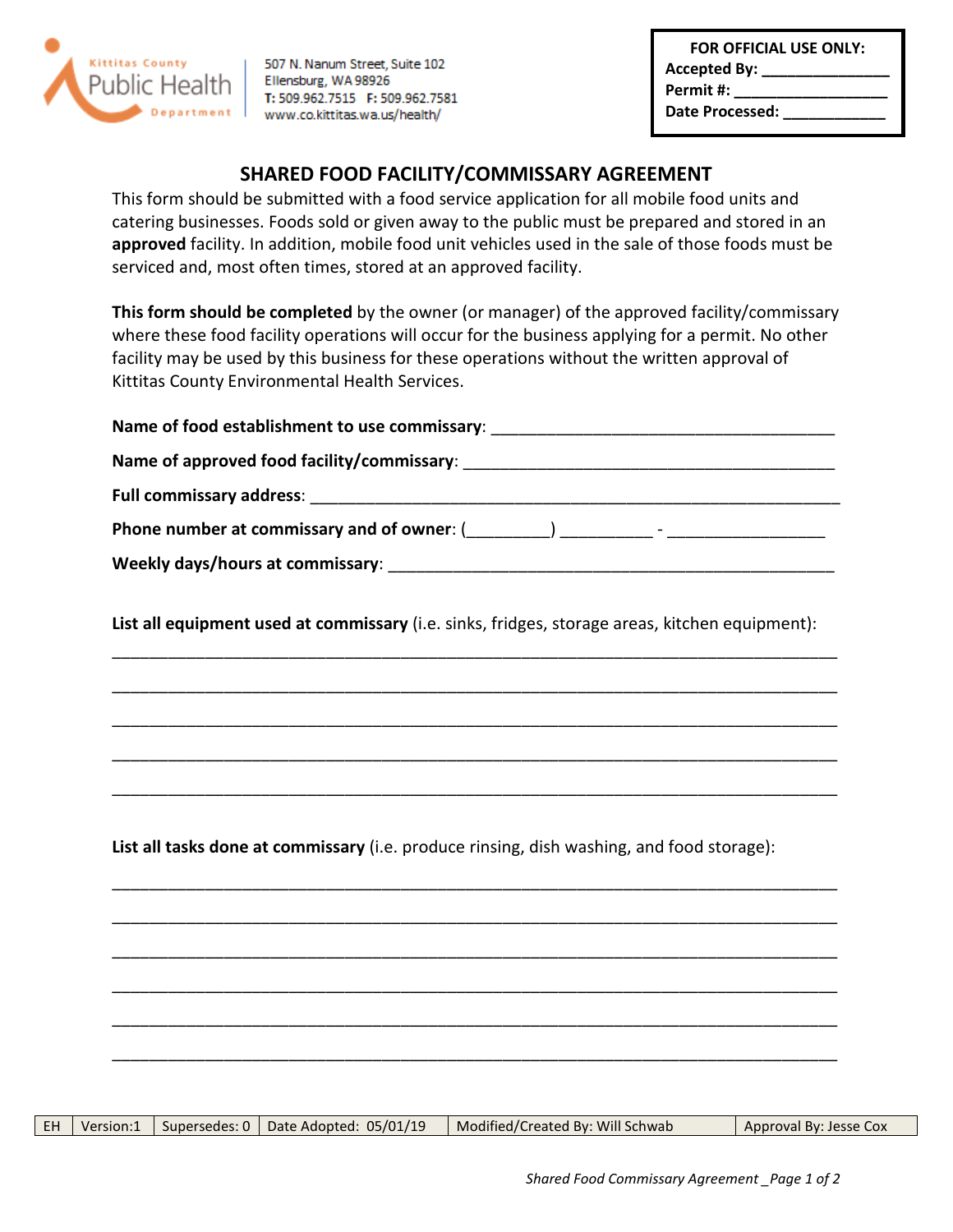Kittitas County Public Health Department

507 N. Nanum Street, Suite 102
Ellensburg, WA 98926
T: 509.962.7515 F: 509.962.7581
www.co.kittitas.wa.us/health/

**FOR OFFICIAL USE ONLY:**
**Accepted By:** _______________
**Permit #:** __________________
**Date Processed:** ____________

# SHARED FOOD FACILITY/COMMISSARY AGREEMENT

This form should be submitted with a food service application for all mobile food units and catering businesses. Foods sold or given away to the public must be prepared and stored in an **approved** facility. In addition, mobile food unit vehicles used in the sale of those foods must be serviced and, most often times, stored at an approved facility.

**This form should be completed** by the owner (or manager) of the approved facility/commissary where these food facility operations will occur for the business applying for a permit. No other facility may be used by this business for these operations without the written approval of Kittitas County Environmental Health Services.

**Name of food establishment to use commissary**: ______________________________________

**Name of approved food facility/commissary**: _________________________________________

**Full commissary address**: ___________________________________________________________

**Phone number at commissary and of owner**: (_________) __________ - _________________

**Weekly days/hours at commissary**: __________________________________________________

**List all equipment used at commissary** (i.e. sinks, fridges, storage areas, kitchen equipment):

________________________________________________________________________________

________________________________________________________________________________

________________________________________________________________________________

________________________________________________________________________________

________________________________________________________________________________

**List all tasks done at commissary** (i.e. produce rinsing, dish washing, and food storage):

________________________________________________________________________________

________________________________________________________________________________

________________________________________________________________________________

________________________________________________________________________________

________________________________________________________________________________

________________________________________________________________________________

| | | | | | |
|---|---|---|---|---|---|
| EH | Version:1 | Supersedes: 0 | Date Adopted: 05/01/19 | Modified/Created By: Will Schwab | Approval By: Jesse Cox |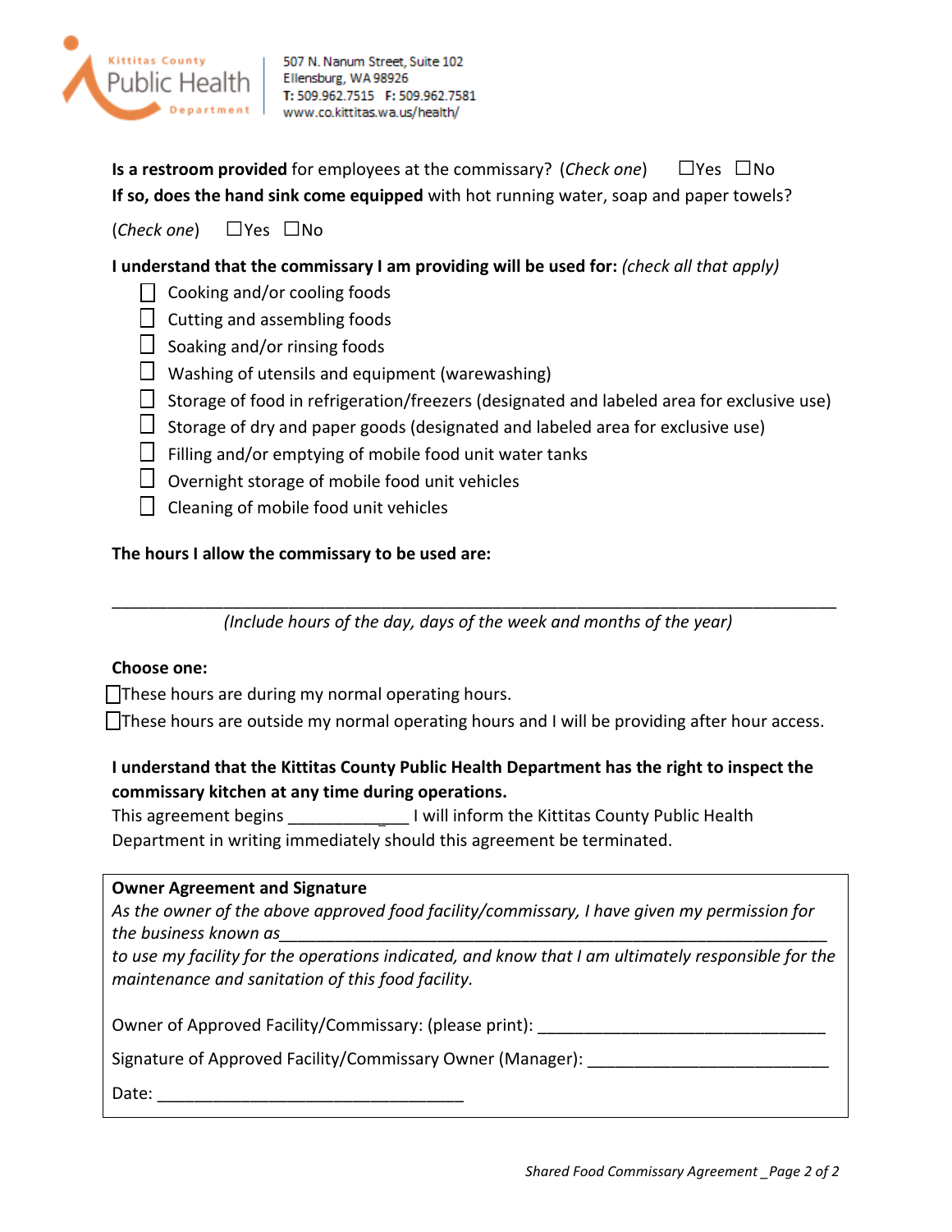Kittitas County Public Health Department

507 N. Nanum Street, Suite 102
Ellensburg, WA 98926
T: 509.962.7515 F: 509.962.7581
www.co.kittitas.wa.us/health/

**Is a restroom provided** for employees at the commissary? (*Check one*) ☐Yes ☐No

**If so, does the hand sink come equipped** with hot running water, soap and paper towels?

(*Check one*) ☐Yes ☐No

**I understand that the commissary I am providing will be used for:** *(check all that apply)*

- ☐ Cooking and/or cooling foods
- ☐ Cutting and assembling foods
- ☐ Soaking and/or rinsing foods
- ☐ Washing of utensils and equipment (warewashing)
- ☐ Storage of food in refrigeration/freezers (designated and labeled area for exclusive use)
- ☐ Storage of dry and paper goods (designated and labeled area for exclusive use)
- ☐ Filling and/or emptying of mobile food unit water tanks
- ☐ Overnight storage of mobile food unit vehicles
- ☐ Cleaning of mobile food unit vehicles

**The hours I allow the commissary to be used are:**

_______________________________________________________________________________

*(Include hours of the day, days of the week and months of the year)*

**Choose one:**

☐These hours are during my normal operating hours.

☐These hours are outside my normal operating hours and I will be providing after hour access.

**I understand that the Kittitas County Public Health Department has the right to inspect the commissary kitchen at any time during operations.**

This agreement begins _____________ I will inform the Kittitas County Public Health Department in writing immediately should this agreement be terminated.

**Owner Agreement and Signature**

*As the owner of the above approved food facility/commissary, I have given my permission for the business known as*_______________________________________________________ *to use my facility for the operations indicated, and know that I am ultimately responsible for the maintenance and sanitation of this food facility.*

Owner of Approved Facility/Commissary: (please print): _______________________________

Signature of Approved Facility/Commissary Owner (Manager): __________________________

Date: _________________________________